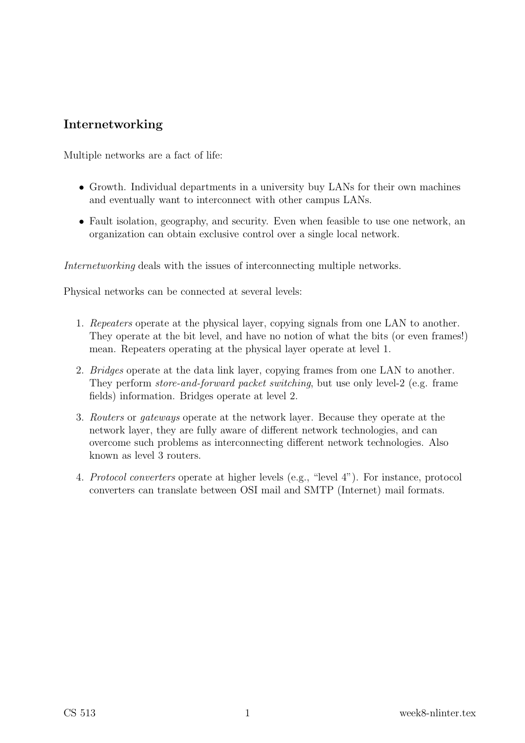## Internetworking

Multiple networks are a fact of life:

- Growth. Individual departments in a university buy LANs for their own machines and eventually want to interconnect with other campus LANs.
- Fault isolation, geography, and security. Even when feasible to use one network, an organization can obtain exclusive control over a single local network.

*Internetworking* deals with the issues of interconnecting multiple networks.

Physical networks can be connected at several levels:

1. *Repeaters* operate at the physical layer, copying signals from one LAN to another. They operate at the bit level, and have no notion of what the bits (or even frames!) mean. Repeaters operating at the physical layer operate at level 1.
2. *Bridges* operate at the data link layer, copying frames from one LAN to another. They perform *store-and-forward packet switching*, but use only level-2 (e.g. frame fields) information. Bridges operate at level 2.
3. *Routers* or *gateways* operate at the network layer. Because they operate at the network layer, they are fully aware of different network technologies, and can overcome such problems as interconnecting different network technologies. Also known as level 3 routers.
4. *Protocol converters* operate at higher levels (e.g., "level 4"). For instance, protocol converters can translate between OSI mail and SMTP (Internet) mail formats.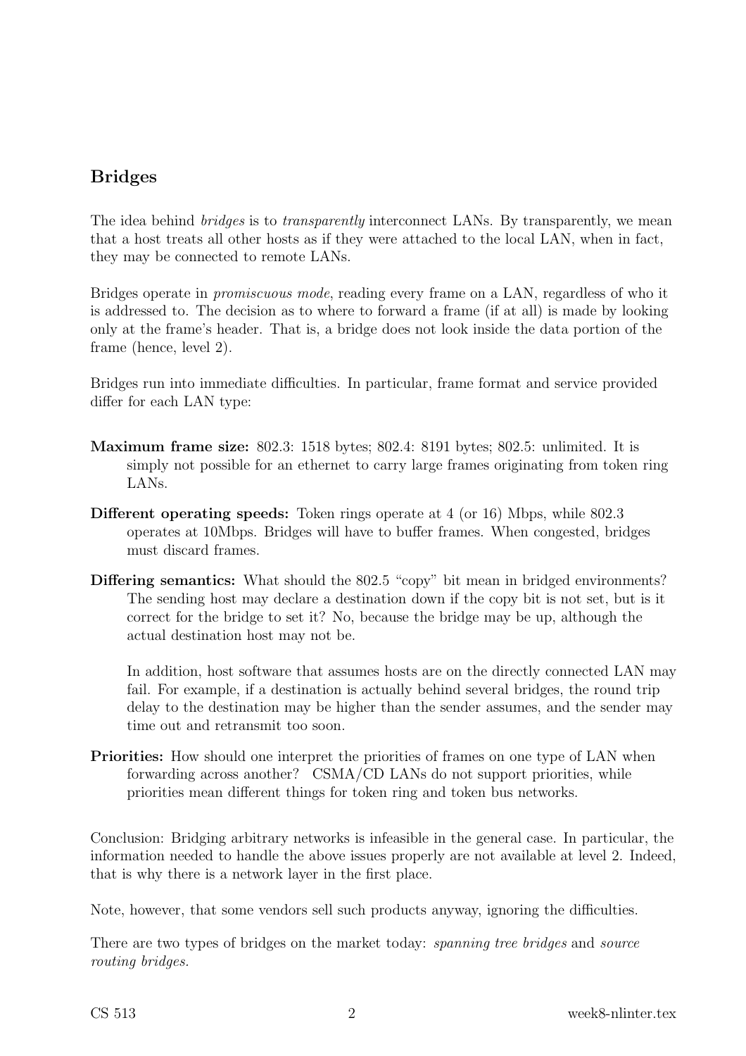## Bridges

The idea behind *bridges* is to *transparently* interconnect LANs. By transparently, we mean that a host treats all other hosts as if they were attached to the local LAN, when in fact, they may be connected to remote LANs.

Bridges operate in *promiscuous mode*, reading every frame on a LAN, regardless of who it is addressed to. The decision as to where to forward a frame (if at all) is made by looking only at the frame's header. That is, a bridge does not look inside the data portion of the frame (hence, level 2).

Bridges run into immediate difficulties. In particular, frame format and service provided differ for each LAN type:

**Maximum frame size:** 802.3: 1518 bytes; 802.4: 8191 bytes; 802.5: unlimited. It is simply not possible for an ethernet to carry large frames originating from token ring LANs.

**Different operating speeds:** Token rings operate at 4 (or 16) Mbps, while 802.3 operates at 10Mbps. Bridges will have to buffer frames. When congested, bridges must discard frames.

**Differing semantics:** What should the 802.5 "copy" bit mean in bridged environments? The sending host may declare a destination down if the copy bit is not set, but is it correct for the bridge to set it? No, because the bridge may be up, although the actual destination host may not be.

In addition, host software that assumes hosts are on the directly connected LAN may fail. For example, if a destination is actually behind several bridges, the round trip delay to the destination may be higher than the sender assumes, and the sender may time out and retransmit too soon.

**Priorities:** How should one interpret the priorities of frames on one type of LAN when forwarding across another? CSMA/CD LANs do not support priorities, while priorities mean different things for token ring and token bus networks.

Conclusion: Bridging arbitrary networks is infeasible in the general case. In particular, the information needed to handle the above issues properly are not available at level 2. Indeed, that is why there is a network layer in the first place.

Note, however, that some vendors sell such products anyway, ignoring the difficulties.

There are two types of bridges on the market today: *spanning tree bridges* and *source routing bridges.*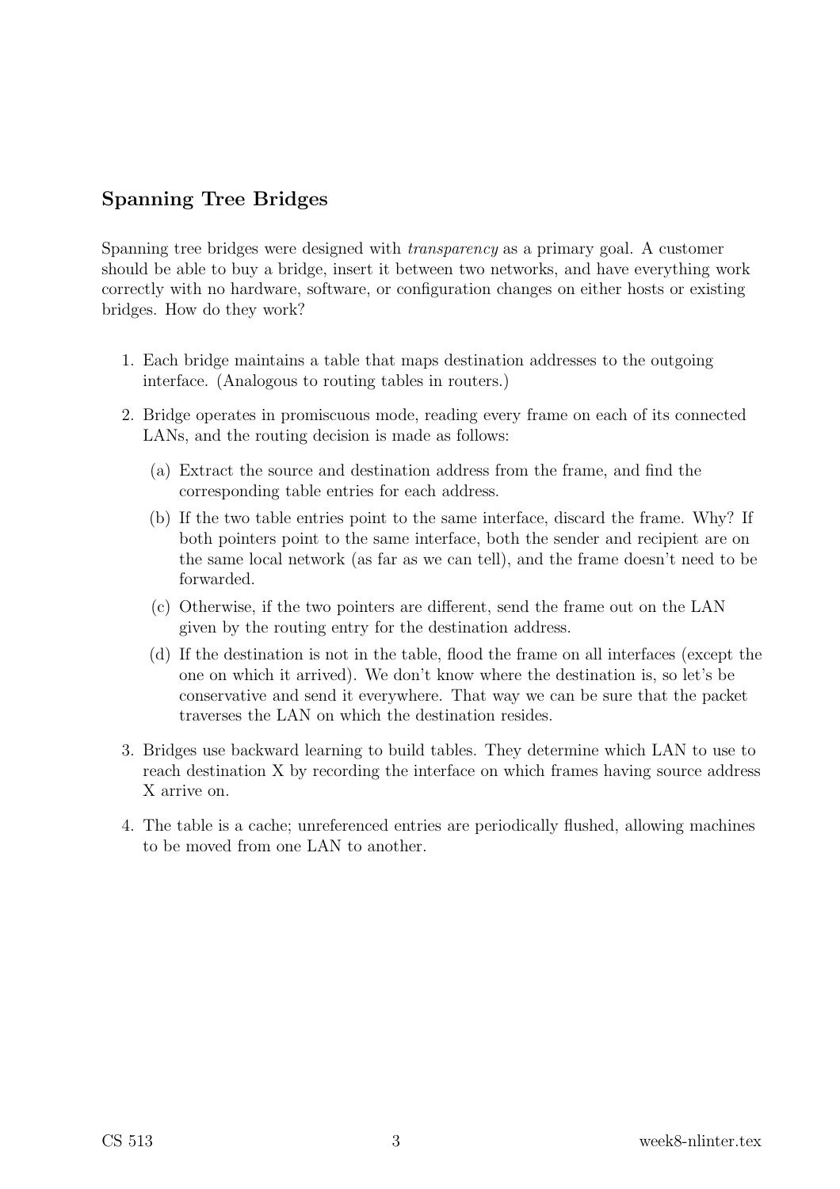## Spanning Tree Bridges

Spanning tree bridges were designed with *transparency* as a primary goal. A customer should be able to buy a bridge, insert it between two networks, and have everything work correctly with no hardware, software, or configuration changes on either hosts or existing bridges. How do they work?

1. Each bridge maintains a table that maps destination addresses to the outgoing interface. (Analogous to routing tables in routers.)
2. Bridge operates in promiscuous mode, reading every frame on each of its connected LANs, and the routing decision is made as follows:
   (a) Extract the source and destination address from the frame, and find the corresponding table entries for each address.
   (b) If the two table entries point to the same interface, discard the frame. Why? If both pointers point to the same interface, both the sender and recipient are on the same local network (as far as we can tell), and the frame doesn't need to be forwarded.
   (c) Otherwise, if the two pointers are different, send the frame out on the LAN given by the routing entry for the destination address.
   (d) If the destination is not in the table, flood the frame on all interfaces (except the one on which it arrived). We don't know where the destination is, so let's be conservative and send it everywhere. That way we can be sure that the packet traverses the LAN on which the destination resides.
3. Bridges use backward learning to build tables. They determine which LAN to use to reach destination X by recording the interface on which frames having source address X arrive on.
4. The table is a cache; unreferenced entries are periodically flushed, allowing machines to be moved from one LAN to another.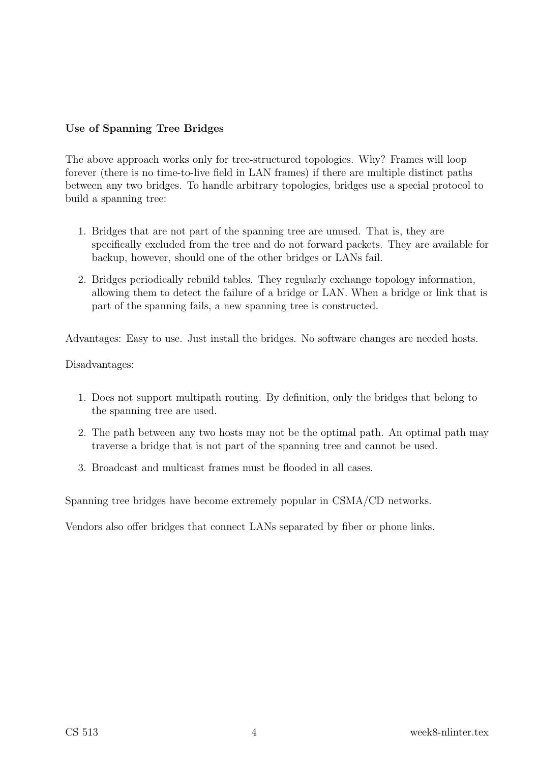**Use of Spanning Tree Bridges**

The above approach works only for tree-structured topologies. Why? Frames will loop forever (there is no time-to-live field in LAN frames) if there are multiple distinct paths between any two bridges. To handle arbitrary topologies, bridges use a special protocol to build a spanning tree:

1. Bridges that are not part of the spanning tree are unused. That is, they are specifically excluded from the tree and do not forward packets. They are available for backup, however, should one of the other bridges or LANs fail.
2. Bridges periodically rebuild tables. They regularly exchange topology information, allowing them to detect the failure of a bridge or LAN. When a bridge or link that is part of the spanning fails, a new spanning tree is constructed.

Advantages: Easy to use. Just install the bridges. No software changes are needed hosts.

Disadvantages:

1. Does not support multipath routing. By definition, only the bridges that belong to the spanning tree are used.
2. The path between any two hosts may not be the optimal path. An optimal path may traverse a bridge that is not part of the spanning tree and cannot be used.
3. Broadcast and multicast frames must be flooded in all cases.

Spanning tree bridges have become extremely popular in CSMA/CD networks.

Vendors also offer bridges that connect LANs separated by fiber or phone links.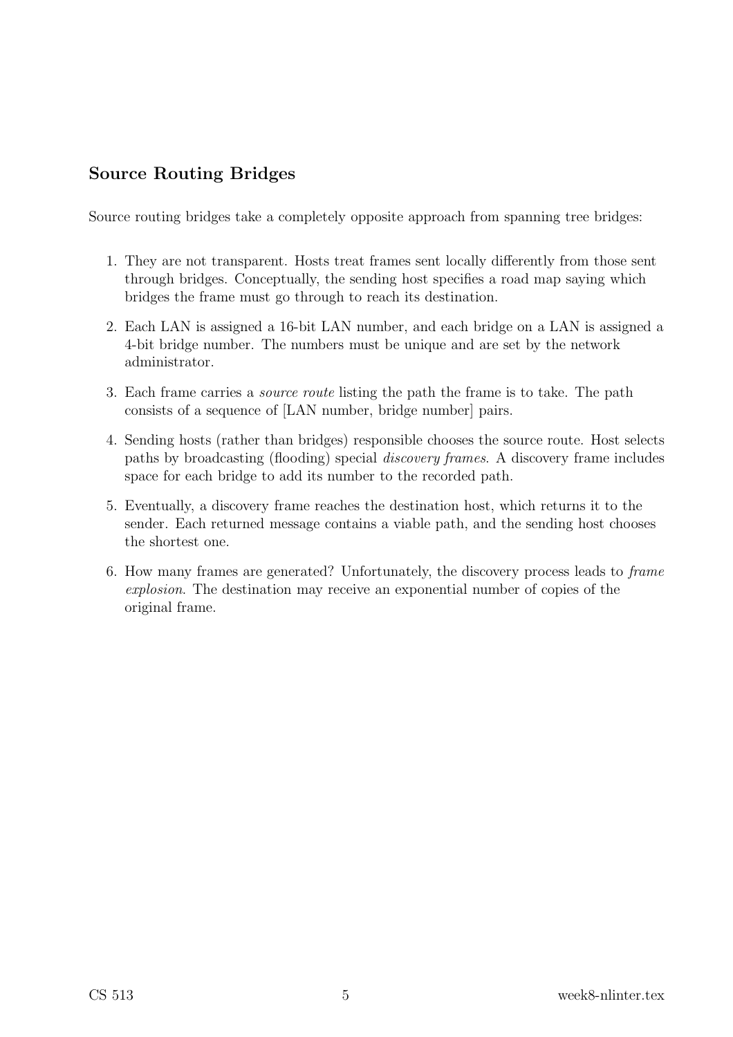## Source Routing Bridges

Source routing bridges take a completely opposite approach from spanning tree bridges:

1. They are not transparent. Hosts treat frames sent locally differently from those sent through bridges. Conceptually, the sending host specifies a road map saying which bridges the frame must go through to reach its destination.
2. Each LAN is assigned a 16-bit LAN number, and each bridge on a LAN is assigned a 4-bit bridge number. The numbers must be unique and are set by the network administrator.
3. Each frame carries a *source route* listing the path the frame is to take. The path consists of a sequence of [LAN number, bridge number] pairs.
4. Sending hosts (rather than bridges) responsible chooses the source route. Host selects paths by broadcasting (flooding) special *discovery frames*. A discovery frame includes space for each bridge to add its number to the recorded path.
5. Eventually, a discovery frame reaches the destination host, which returns it to the sender. Each returned message contains a viable path, and the sending host chooses the shortest one.
6. How many frames are generated? Unfortunately, the discovery process leads to *frame explosion*. The destination may receive an exponential number of copies of the original frame.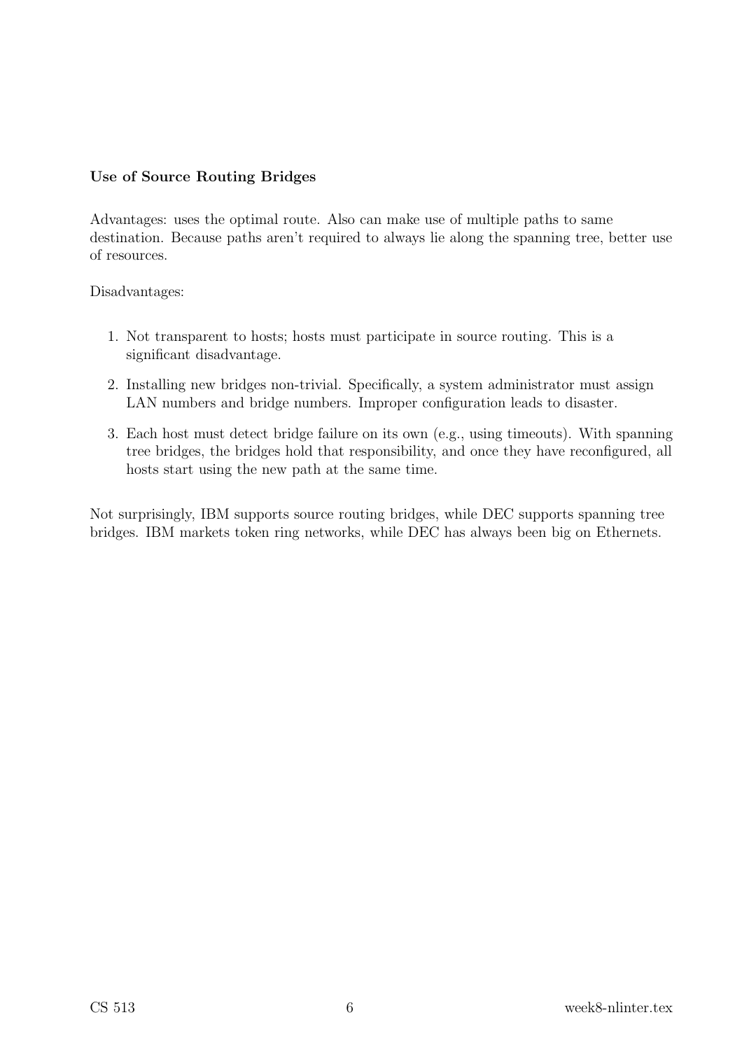**Use of Source Routing Bridges**

Advantages: uses the optimal route. Also can make use of multiple paths to same destination. Because paths aren't required to always lie along the spanning tree, better use of resources.

Disadvantages:

1. Not transparent to hosts; hosts must participate in source routing. This is a significant disadvantage.
2. Installing new bridges non-trivial. Specifically, a system administrator must assign LAN numbers and bridge numbers. Improper configuration leads to disaster.
3. Each host must detect bridge failure on its own (e.g., using timeouts). With spanning tree bridges, the bridges hold that responsibility, and once they have reconfigured, all hosts start using the new path at the same time.

Not surprisingly, IBM supports source routing bridges, while DEC supports spanning tree bridges. IBM markets token ring networks, while DEC has always been big on Ethernets.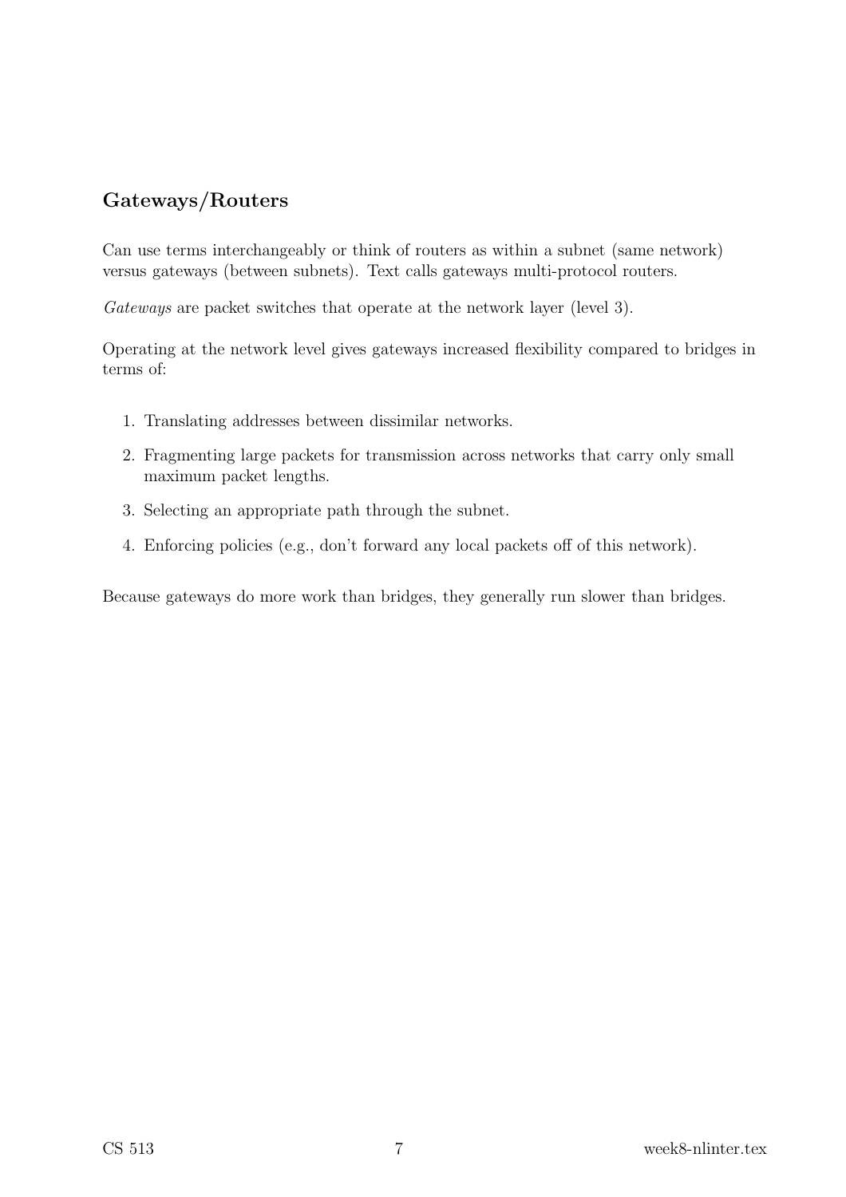## Gateways/Routers

Can use terms interchangeably or think of routers as within a subnet (same network) versus gateways (between subnets). Text calls gateways multi-protocol routers.

*Gateways* are packet switches that operate at the network layer (level 3).

Operating at the network level gives gateways increased flexibility compared to bridges in terms of:

1. Translating addresses between dissimilar networks.
2. Fragmenting large packets for transmission across networks that carry only small maximum packet lengths.
3. Selecting an appropriate path through the subnet.
4. Enforcing policies (e.g., don't forward any local packets off of this network).

Because gateways do more work than bridges, they generally run slower than bridges.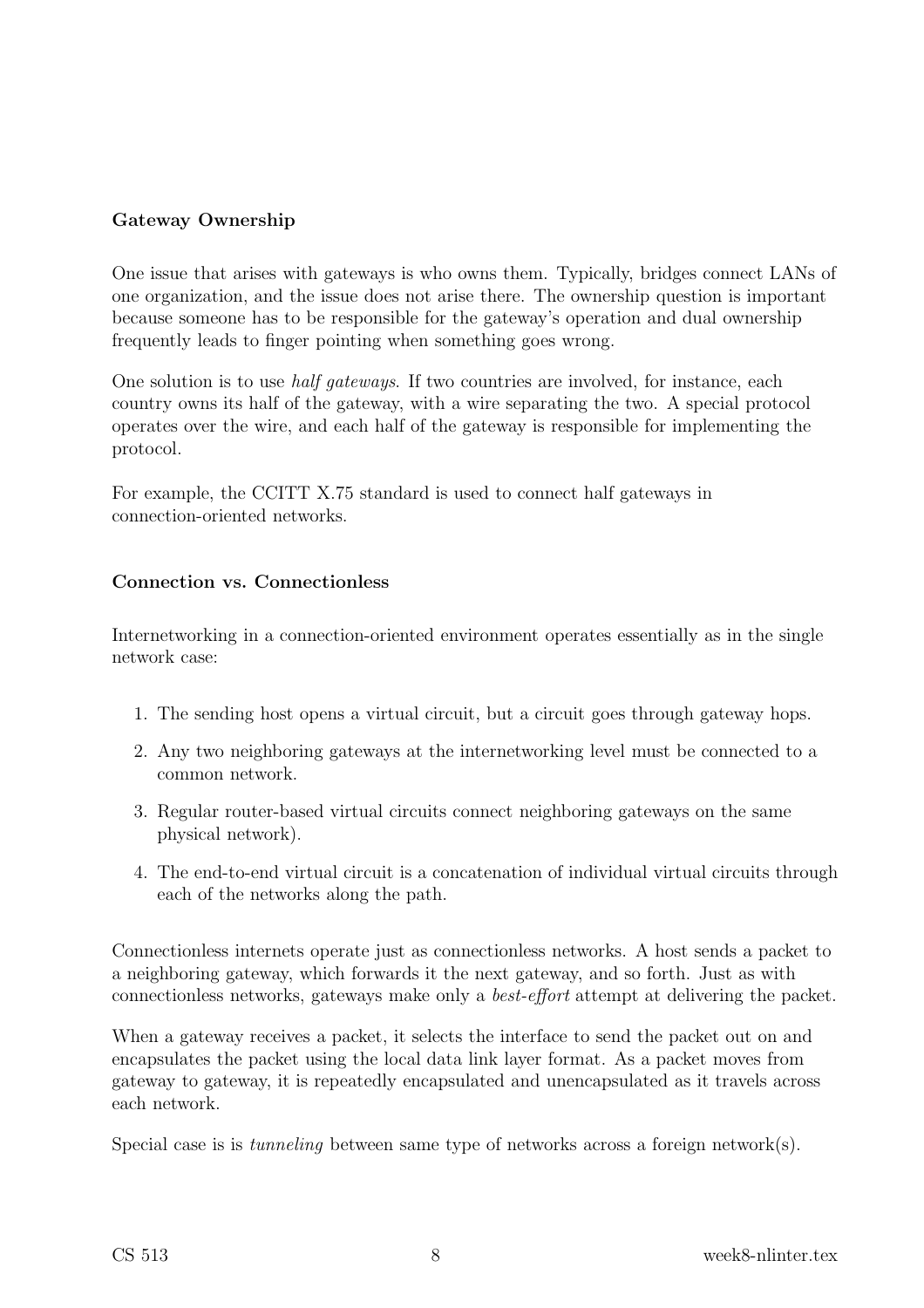### Gateway Ownership

One issue that arises with gateways is who owns them. Typically, bridges connect LANs of one organization, and the issue does not arise there. The ownership question is important because someone has to be responsible for the gateway's operation and dual ownership frequently leads to finger pointing when something goes wrong.

One solution is to use *half gateways*. If two countries are involved, for instance, each country owns its half of the gateway, with a wire separating the two. A special protocol operates over the wire, and each half of the gateway is responsible for implementing the protocol.

For example, the CCITT X.75 standard is used to connect half gateways in connection-oriented networks.

### Connection vs. Connectionless

Internetworking in a connection-oriented environment operates essentially as in the single network case:

1. The sending host opens a virtual circuit, but a circuit goes through gateway hops.
2. Any two neighboring gateways at the internetworking level must be connected to a common network.
3. Regular router-based virtual circuits connect neighboring gateways on the same physical network).
4. The end-to-end virtual circuit is a concatenation of individual virtual circuits through each of the networks along the path.

Connectionless internets operate just as connectionless networks. A host sends a packet to a neighboring gateway, which forwards it the next gateway, and so forth. Just as with connectionless networks, gateways make only a *best-effort* attempt at delivering the packet.

When a gateway receives a packet, it selects the interface to send the packet out on and encapsulates the packet using the local data link layer format. As a packet moves from gateway to gateway, it is repeatedly encapsulated and unencapsulated as it travels across each network.

Special case is is *tunneling* between same type of networks across a foreign network(s).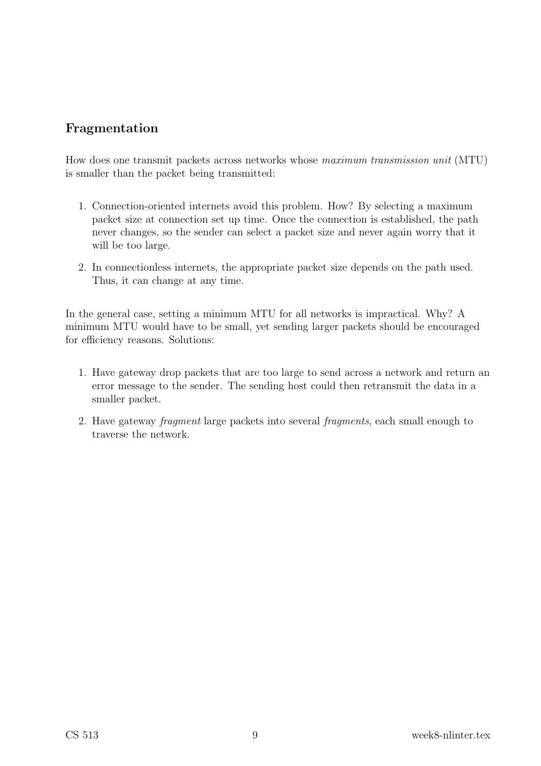## Fragmentation

How does one transmit packets across networks whose *maximum transmission unit* (MTU) is smaller than the packet being transmitted:

1. Connection-oriented internets avoid this problem. How? By selecting a maximum packet size at connection set up time. Once the connection is established, the path never changes, so the sender can select a packet size and never again worry that it will be too large.
2. In connectionless internets, the appropriate packet size depends on the path used. Thus, it can change at any time.

In the general case, setting a minimum MTU for all networks is impractical. Why? A minimum MTU would have to be small, yet sending larger packets should be encouraged for efficiency reasons. Solutions:

1. Have gateway drop packets that are too large to send across a network and return an error message to the sender. The sending host could then retransmit the data in a smaller packet.
2. Have gateway *fragment* large packets into several *fragments*, each small enough to traverse the network.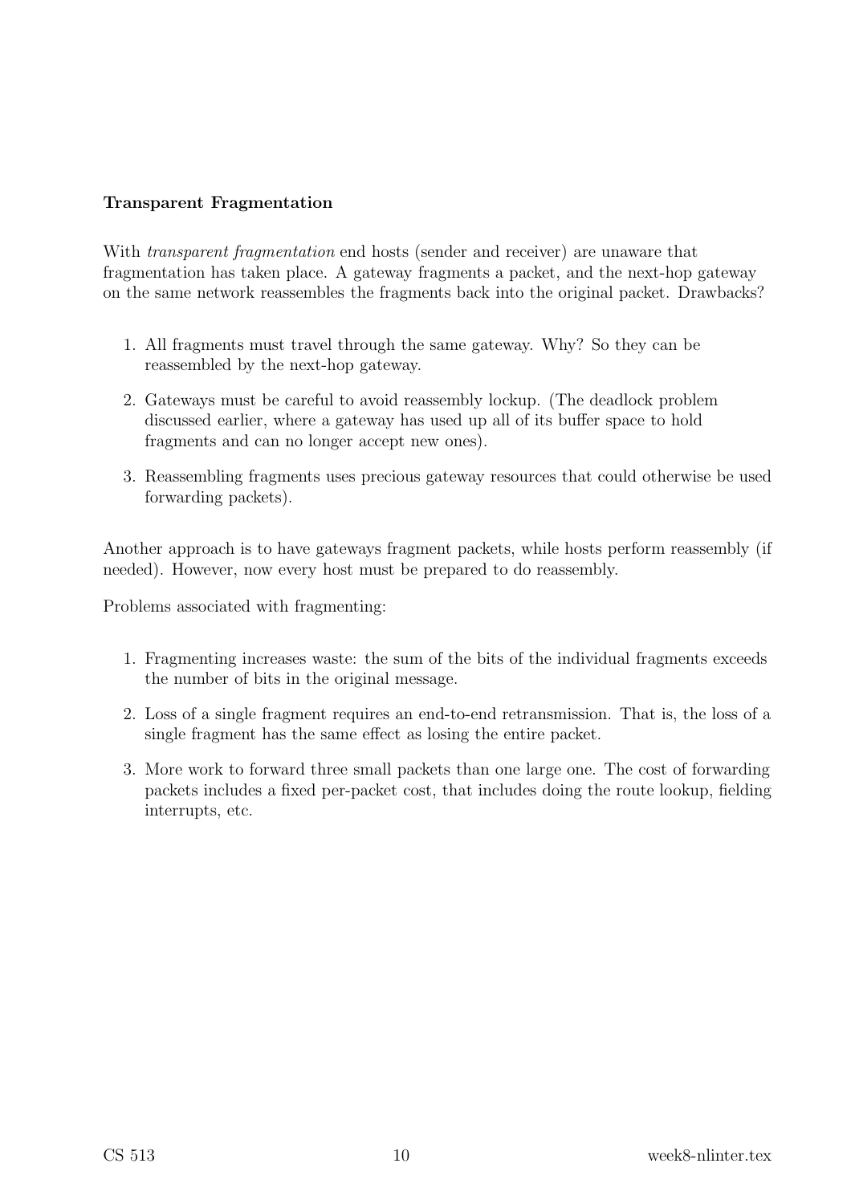**Transparent Fragmentation**

With *transparent fragmentation* end hosts (sender and receiver) are unaware that fragmentation has taken place. A gateway fragments a packet, and the next-hop gateway on the same network reassembles the fragments back into the original packet. Drawbacks?

1. All fragments must travel through the same gateway. Why? So they can be reassembled by the next-hop gateway.
2. Gateways must be careful to avoid reassembly lockup. (The deadlock problem discussed earlier, where a gateway has used up all of its buffer space to hold fragments and can no longer accept new ones).
3. Reassembling fragments uses precious gateway resources that could otherwise be used forwarding packets).

Another approach is to have gateways fragment packets, while hosts perform reassembly (if needed). However, now every host must be prepared to do reassembly.

Problems associated with fragmenting:

1. Fragmenting increases waste: the sum of the bits of the individual fragments exceeds the number of bits in the original message.
2. Loss of a single fragment requires an end-to-end retransmission. That is, the loss of a single fragment has the same effect as losing the entire packet.
3. More work to forward three small packets than one large one. The cost of forwarding packets includes a fixed per-packet cost, that includes doing the route lookup, fielding interrupts, etc.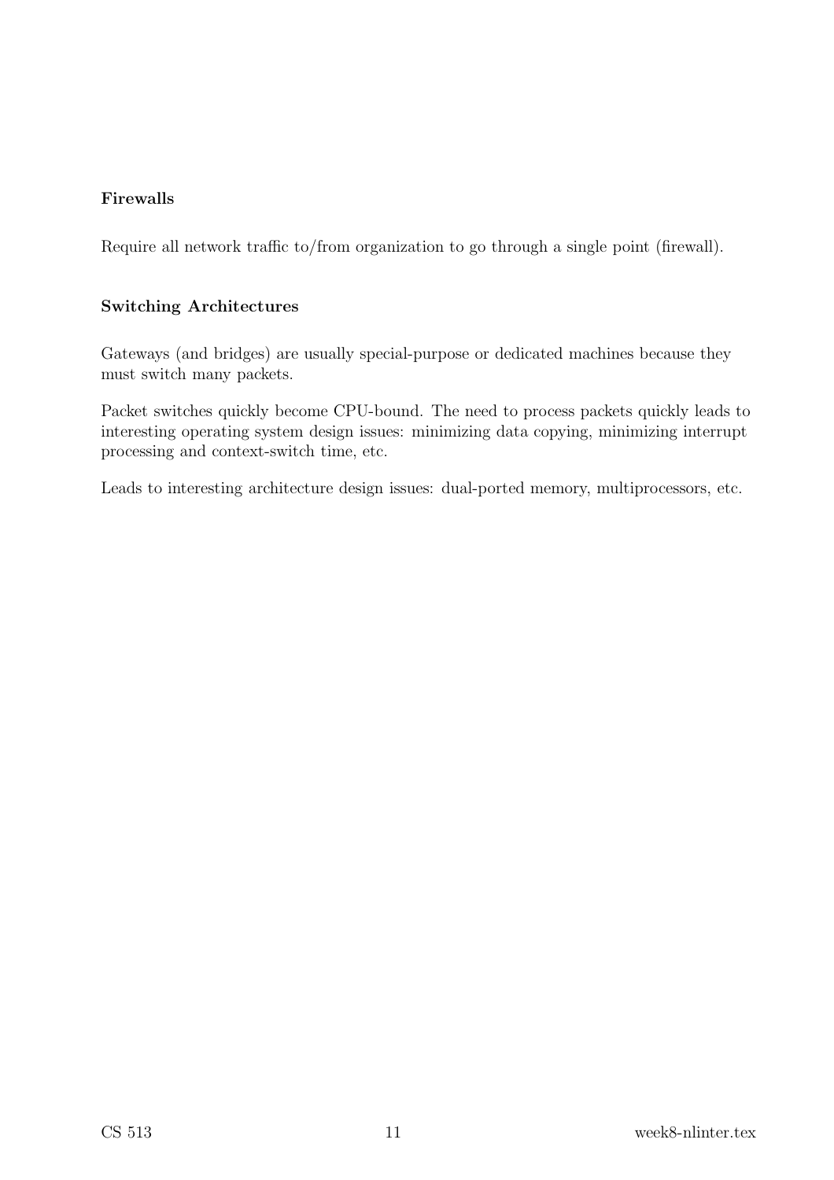**Firewalls**

Require all network traffic to/from organization to go through a single point (firewall).

**Switching Architectures**

Gateways (and bridges) are usually special-purpose or dedicated machines because they must switch many packets.

Packet switches quickly become CPU-bound. The need to process packets quickly leads to interesting operating system design issues: minimizing data copying, minimizing interrupt processing and context-switch time, etc.

Leads to interesting architecture design issues: dual-ported memory, multiprocessors, etc.